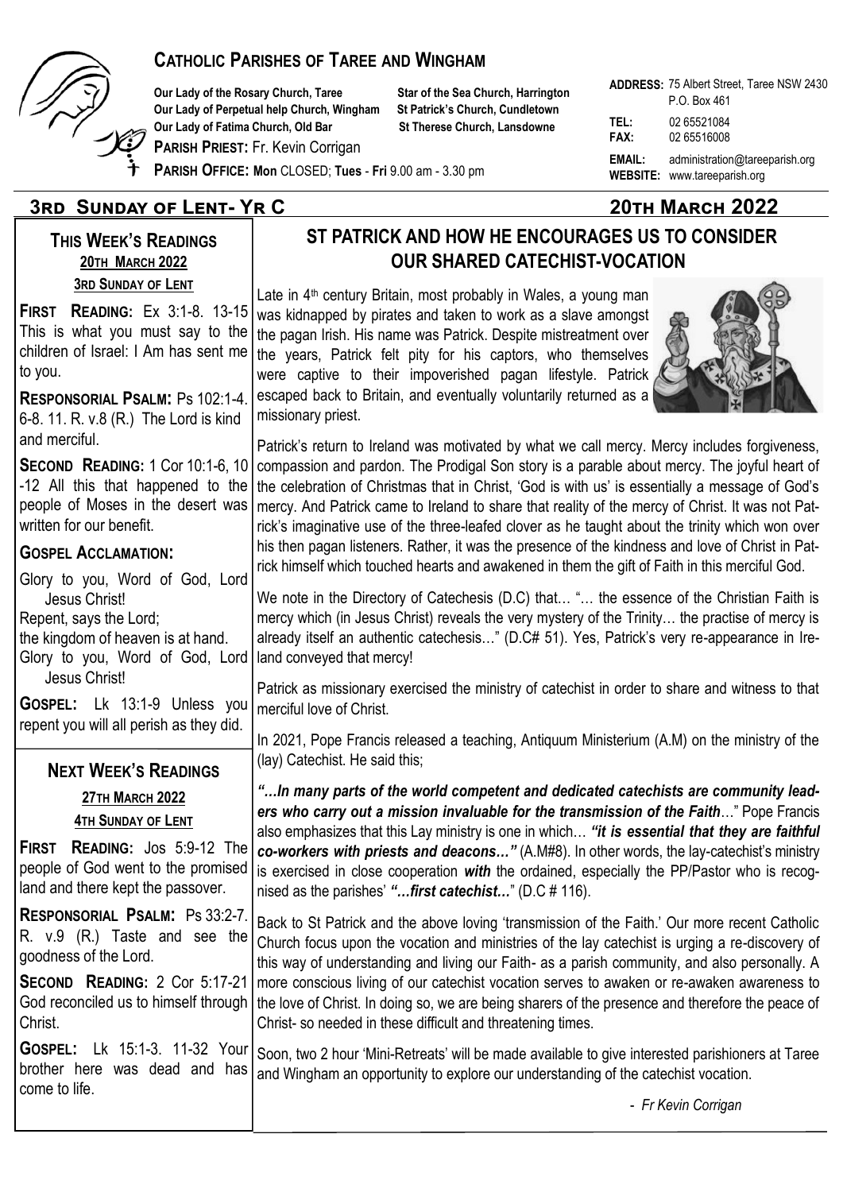# CATHOLIC PARISHES OF TAREE AND WINGHAM

**Our Lady of the Rosary Church, Taree**
**Our Lady of Perpetual help Church, Wingham**
**Our Lady of Fatima Church, Old Bar**
**Star of the Sea Church, Harrington**
**St Patrick's Church, Cundletown**
**St Therese Church, Lansdowne**

**PARISH PRIEST:** Fr. Kevin Corrigan

**PARISH OFFICE: Mon** CLOSED; **Tues** - **Fri** 9.00 am - 3.30 pm

**ADDRESS:** 75 Albert Street, Taree NSW 2430
P.O. Box 461
**TEL:** 02 65521084
**FAX:** 02 65516008
**EMAIL:** administration@tareeparish.org
**WEBSITE:** www.tareeparish.org

## 3rd Sunday of Lent- Yr C — 20th March 2022

### THIS WEEK'S READINGS

**20TH MARCH 2022**

**3RD SUNDAY OF LENT**

**FIRST READING:** Ex 3:1-8. 13-15 This is what you must say to the children of Israel: I Am has sent me to you.

**RESPONSORIAL PSALM:** Ps 102:1-4. 6-8. 11. R. v.8 (R.) The Lord is kind and merciful.

**SECOND READING:** 1 Cor 10:1-6, 10 -12 All this that happened to the people of Moses in the desert was written for our benefit.

**GOSPEL ACCLAMATION:**

Glory to you, Word of God, Lord Jesus Christ!
Repent, says the Lord;
the kingdom of heaven is at hand.
Glory to you, Word of God, Lord Jesus Christ!

**GOSPEL:** Lk 13:1-9 Unless you repent you will all perish as they did.

### NEXT WEEK'S READINGS

**27TH MARCH 2022**

**4TH SUNDAY OF LENT**

**FIRST READING:** Jos 5:9-12 The people of God went to the promised land and there kept the passover.

**RESPONSORIAL PSALM:** Ps 33:2-7. R. v.9 (R.) Taste and see the goodness of the Lord.

**SECOND READING:** 2 Cor 5:17-21 God reconciled us to himself through Christ.

**GOSPEL:** Lk 15:1-3. 11-32 Your brother here was dead and has come to life.

## ST PATRICK AND HOW HE ENCOURAGES US TO CONSIDER OUR SHARED CATECHIST-VOCATION

Late in 4th century Britain, most probably in Wales, a young man was kidnapped by pirates and taken to work as a slave amongst the pagan Irish. His name was Patrick. Despite mistreatment over the years, Patrick felt pity for his captors, who themselves were captive to their impoverished pagan lifestyle. Patrick escaped back to Britain, and eventually voluntarily returned as a missionary priest.

Patrick's return to Ireland was motivated by what we call mercy. Mercy includes forgiveness, compassion and pardon. The Prodigal Son story is a parable about mercy. The joyful heart of the celebration of Christmas that in Christ, 'God is with us' is essentially a message of God's mercy. And Patrick came to Ireland to share that reality of the mercy of Christ. It was not Patrick's imaginative use of the three-leafed clover as he taught about the trinity which won over his then pagan listeners. Rather, it was the presence of the kindness and love of Christ in Patrick himself which touched hearts and awakened in them the gift of Faith in this merciful God.

We note in the Directory of Catechesis (D.C) that… "… the essence of the Christian Faith is mercy which (in Jesus Christ) reveals the very mystery of the Trinity… the practise of mercy is already itself an authentic catechesis…" (D.C# 51). Yes, Patrick's very re-appearance in Ireland conveyed that mercy!

Patrick as missionary exercised the ministry of catechist in order to share and witness to that merciful love of Christ.

In 2021, Pope Francis released a teaching, Antiquum Ministerium (A.M) on the ministry of the (lay) Catechist. He said this;

***"…In many parts of the world competent and dedicated catechists are community leaders who carry out a mission invaluable for the transmission of the Faith***…" Pope Francis also emphasizes that this Lay ministry is one in which… ***"it is essential that they are faithful co-workers with priests and deacons…"*** (A.M#8). In other words, the lay-catechist's ministry is exercised in close cooperation ***with*** the ordained, especially the PP/Pastor who is recognised as the parishes' ***"…first catechist…"*** (D.C # 116).

Back to St Patrick and the above loving 'transmission of the Faith.' Our more recent Catholic Church focus upon the vocation and ministries of the lay catechist is urging a re-discovery of this way of understanding and living our Faith- as a parish community, and also personally. A more conscious living of our catechist vocation serves to awaken or re-awaken awareness to the love of Christ. In doing so, we are being sharers of the presence and therefore the peace of Christ- so needed in these difficult and threatening times.

Soon, two 2 hour 'Mini-Retreats' will be made available to give interested parishioners at Taree and Wingham an opportunity to explore our understanding of the catechist vocation.

- *Fr Kevin Corrigan*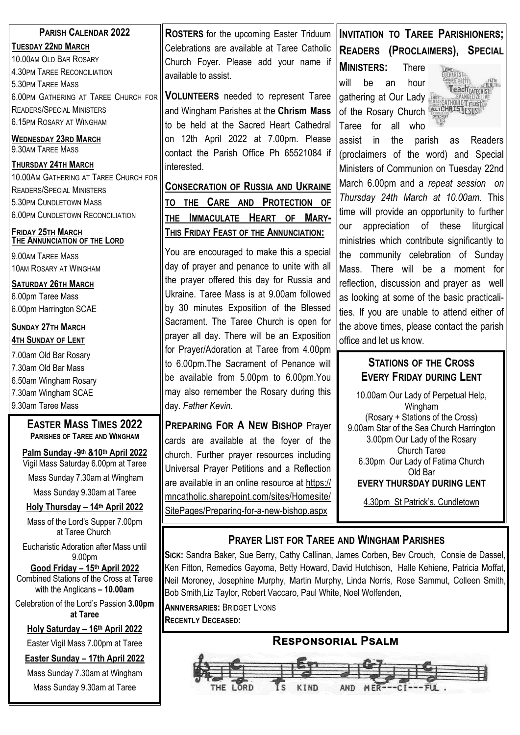## Parish Calendar 2022

**Tuesday 22nd March**

10.00am Old Bar Rosary
4.30pm Taree Reconciliation
5.30pm Taree Mass
6.00pm Gathering at Taree Church for Readers/Special Ministers
6.15pm Rosary at Wingham

**Wednesday 23rd March**

9.30am Taree Mass

**Thursday 24th March**

10.00am Gathering at Taree Church for Readers/Special Ministers
5.30pm Cundletown Mass
6.00pm Cundletown Reconciliation

**Friday 25th March**
**The Annunciation of the Lord**

9.00am Taree Mass
10am Rosary at Wingham

**Saturday 26th March**

6.00pm Taree Mass
6.00pm Harrington SCAE

**Sunday 27th March**
**4th Sunday of Lent**

7.00am Old Bar Rosary
7.30am Old Bar Mass
6.50am Wingham Rosary
7.30am Wingham SCAE
9.30am Taree Mass

## Easter Mass Times 2022
**Parishes of Taree and Wingham**

**Palm Sunday -9th &10th April 2022**

Vigil Mass Saturday 6.00pm at Taree

Mass Sunday 7.30am at Wingham

Mass Sunday 9.30am at Taree

**Holy Thursday – 14th April 2022**

Mass of the Lord's Supper 7.00pm at Taree Church

Eucharistic Adoration after Mass until 9.00pm

**Good Friday – 15th April 2022**

Combined Stations of the Cross at Taree with the Anglicans **– 10.00am**

Celebration of the Lord's Passion **3.00pm at Taree**

**Holy Saturday – 16th April 2022**

Easter Vigil Mass 7.00pm at Taree

**Easter Sunday – 17th April 2022**

Mass Sunday 7.30am at Wingham

Mass Sunday 9.30am at Taree

**Rosters** for the upcoming Easter Triduum Celebrations are available at Taree Catholic Church Foyer. Please add your name if available to assist.

**Volunteers** needed to represent Taree and Wingham Parishes at the **Chrism Mass** to be held at the Sacred Heart Cathedral on 12th April 2022 at 7.00pm. Please contact the Parish Office Ph 65521084 if interested.

## Consecration of Russia and Ukraine to the Care and Protection of the Immaculate Heart of Mary- This Friday Feast of the Annunciation:

You are encouraged to make this a special day of prayer and penance to unite with all the prayer offered this day for Russia and Ukraine. Taree Mass is at 9.00am followed by 30 minutes Exposition of the Blessed Sacrament. The Taree Church is open for prayer all day. There will be an Exposition for Prayer/Adoration at Taree from 4.00pm to 6.00pm.The Sacrament of Penance will be available from 5.00pm to 6.00pm.You may also remember the Rosary during this day. *Father Kevin.*

**Preparing For A New Bishop** Prayer cards are available at the foyer of the church. Further prayer resources including Universal Prayer Petitions and a Reflection are available in an online resource at https://mncatholic.sharepoint.com/sites/Homesite/SitePages/Preparing-for-a-new-bishop.aspx

## Invitation to Taree Parishioners; Readers (Proclaimers), Special Ministers:

There will be an hour gathering at Our Lady of the Rosary Church Taree for all who assist in the parish as Readers (proclaimers of the word) and Special Ministers of Communion on Tuesday 22nd March 6.00pm and a *repeat session on Thursday 24th March at 10.00am.* This time will provide an opportunity to further our appreciation of these liturgical ministries which contribute significantly to the community celebration of Sunday Mass. There will be a moment for reflection, discussion and prayer as well as looking at some of the basic practicalities. If you are unable to attend either of the above times, please contact the parish office and let us know.

## Stations of the Cross Every Friday during Lent

10.00am Our Lady of Perpetual Help, Wingham
(Rosary + Stations of the Cross)
9.00am Star of the Sea Church Harrington
3.00pm Our Lady of the Rosary Church Taree
6.30pm Our Lady of Fatima Church Old Bar

**Every Thursday during Lent**

4.30pm St Patrick's, Cundletown

## Prayer List for Taree and Wingham Parishes

**Sick:** Sandra Baker, Sue Berry, Cathy Callinan, James Corben, Bev Crouch, Consie de Dassel, Ken Fitton, Remedios Gayoma, Betty Howard, David Hutchison, Halle Kehiene, Patricia Moffat, Neil Moroney, Josephine Murphy, Martin Murphy, Linda Norris, Rose Sammut, Colleen Smith, Bob Smith,Liz Taylor, Robert Vaccaro, Paul White, Noel Wolfenden,

**Anniversaries:** Bridget Lyons

**Recently Deceased:**

## Responsorial Psalm

C Em G7 C
THE LORD IS KIND AND MER---CI---FUL.